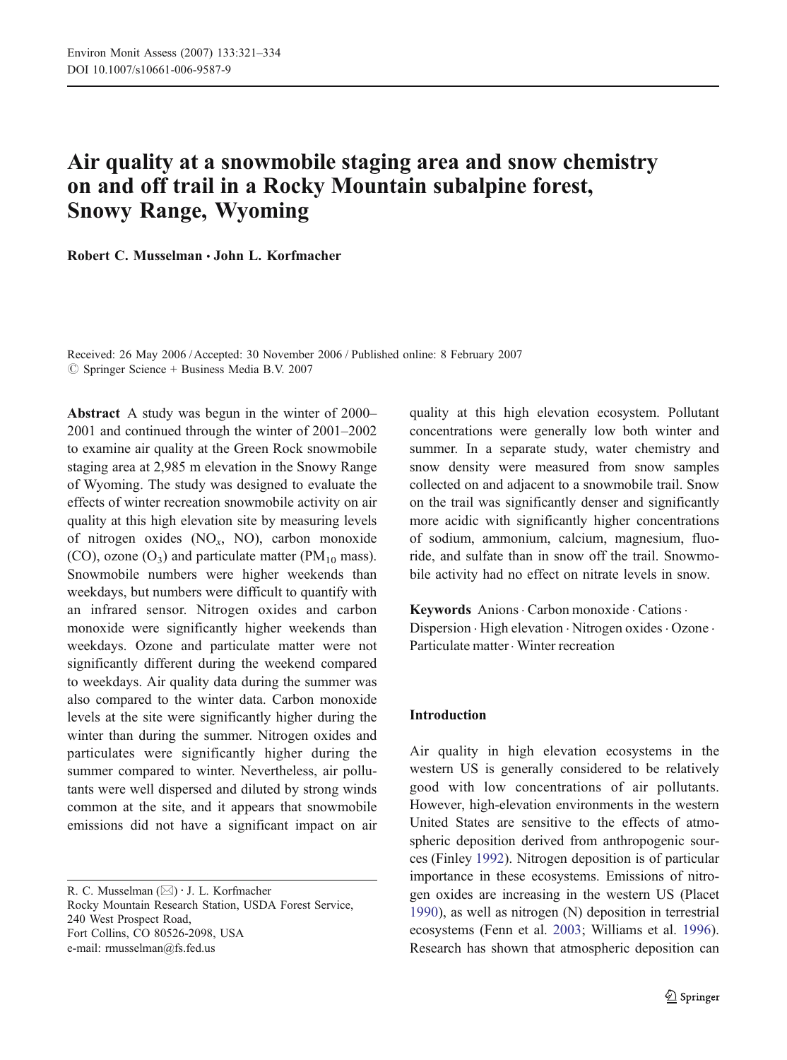# Air quality at a snowmobile staging area and snow chemistry on and off trail in a Rocky Mountain subalpine forest, Snowy Range, Wyoming

**Robert C. Musselman · John L. Korfmacher**

Received: 26 May 2006 / Accepted: 30 November 2006 / Published online: 8 February 2007
© Springer Science + Business Media B.V. 2007

**Abstract** A study was begun in the winter of 2000–2001 and continued through the winter of 2001–2002 to examine air quality at the Green Rock snowmobile staging area at 2,985 m elevation in the Snowy Range of Wyoming. The study was designed to evaluate the effects of winter recreation snowmobile activity on air quality at this high elevation site by measuring levels of nitrogen oxides ($NO_x$, NO), carbon monoxide (CO), ozone ($O_3$) and particulate matter ($PM_{10}$ mass). Snowmobile numbers were higher weekends than weekdays, but numbers were difficult to quantify with an infrared sensor. Nitrogen oxides and carbon monoxide were significantly higher weekends than weekdays. Ozone and particulate matter were not significantly different during the weekend compared to weekdays. Air quality data during the summer was also compared to the winter data. Carbon monoxide levels at the site were significantly higher during the winter than during the summer. Nitrogen oxides and particulates were significantly higher during the summer compared to winter. Nevertheless, air pollutants were well dispersed and diluted by strong winds common at the site, and it appears that snowmobile emissions did not have a significant impact on air quality at this high elevation ecosystem. Pollutant concentrations were generally low both winter and summer. In a separate study, water chemistry and snow density were measured from snow samples collected on and adjacent to a snowmobile trail. Snow on the trail was significantly denser and significantly more acidic with significantly higher concentrations of sodium, ammonium, calcium, magnesium, fluoride, and sulfate than in snow off the trail. Snowmobile activity had no effect on nitrate levels in snow.

**Keywords** Anions · Carbon monoxide · Cations · Dispersion · High elevation · Nitrogen oxides · Ozone · Particulate matter · Winter recreation

R. C. Musselman (✉) · J. L. Korfmacher
Rocky Mountain Research Station, USDA Forest Service,
240 West Prospect Road,
Fort Collins, CO 80526-2098, USA
e-mail: rmusselman@fs.fed.us

## Introduction

Air quality in high elevation ecosystems in the western US is generally considered to be relatively good with low concentrations of air pollutants. However, high-elevation environments in the western United States are sensitive to the effects of atmospheric deposition derived from anthropogenic sources (Finley 1992). Nitrogen deposition is of particular importance in these ecosystems. Emissions of nitrogen oxides are increasing in the western US (Placet 1990), as well as nitrogen (N) deposition in terrestrial ecosystems (Fenn et al. 2003; Williams et al. 1996). Research has shown that atmospheric deposition can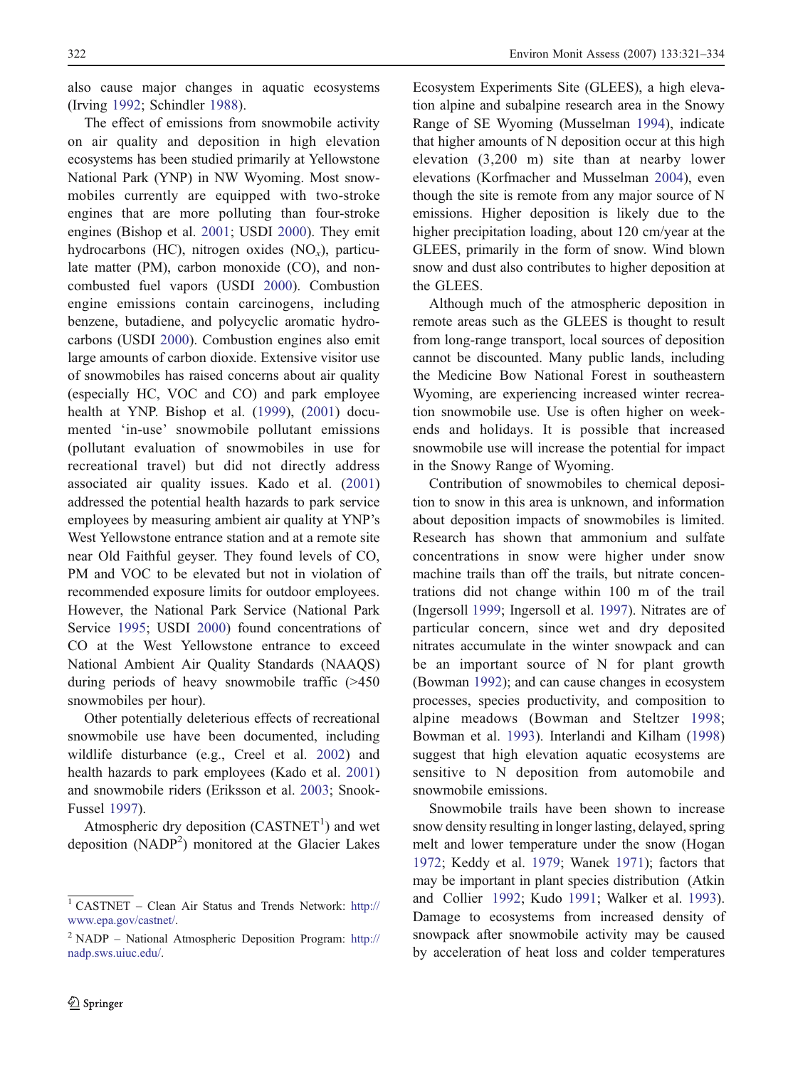also cause major changes in aquatic ecosystems (Irving 1992; Schindler 1988).

The effect of emissions from snowmobile activity on air quality and deposition in high elevation ecosystems has been studied primarily at Yellowstone National Park (YNP) in NW Wyoming. Most snowmobiles currently are equipped with two-stroke engines that are more polluting than four-stroke engines (Bishop et al. 2001; USDI 2000). They emit hydrocarbons (HC), nitrogen oxides ($NO_x$), particulate matter (PM), carbon monoxide (CO), and non-combusted fuel vapors (USDI 2000). Combustion engine emissions contain carcinogens, including benzene, butadiene, and polycyclic aromatic hydrocarbons (USDI 2000). Combustion engines also emit large amounts of carbon dioxide. Extensive visitor use of snowmobiles has raised concerns about air quality (especially HC, VOC and CO) and park employee health at YNP. Bishop et al. (1999), (2001) documented 'in-use' snowmobile pollutant emissions (pollutant evaluation of snowmobiles in use for recreational travel) but did not directly address associated air quality issues. Kado et al. (2001) addressed the potential health hazards to park service employees by measuring ambient air quality at YNP's West Yellowstone entrance station and at a remote site near Old Faithful geyser. They found levels of CO, PM and VOC to be elevated but not in violation of recommended exposure limits for outdoor employees. However, the National Park Service (National Park Service 1995; USDI 2000) found concentrations of CO at the West Yellowstone entrance to exceed National Ambient Air Quality Standards (NAAQS) during periods of heavy snowmobile traffic (>450 snowmobiles per hour).

Other potentially deleterious effects of recreational snowmobile use have been documented, including wildlife disturbance (e.g., Creel et al. 2002) and health hazards to park employees (Kado et al. 2001) and snowmobile riders (Eriksson et al. 2003; Snook-Fussel 1997).

Atmospheric dry deposition (CASTNET[1]) and wet deposition (NADP[2]) monitored at the Glacier Lakes Ecosystem Experiments Site (GLEES), a high elevation alpine and subalpine research area in the Snowy Range of SE Wyoming (Musselman 1994), indicate that higher amounts of N deposition occur at this high elevation (3,200 m) site than at nearby lower elevations (Korfmacher and Musselman 2004), even though the site is remote from any major source of N emissions. Higher deposition is likely due to the higher precipitation loading, about 120 cm/year at the GLEES, primarily in the form of snow. Wind blown snow and dust also contributes to higher deposition at the GLEES.

Although much of the atmospheric deposition in remote areas such as the GLEES is thought to result from long-range transport, local sources of deposition cannot be discounted. Many public lands, including the Medicine Bow National Forest in southeastern Wyoming, are experiencing increased winter recreation snowmobile use. Use is often higher on weekends and holidays. It is possible that increased snowmobile use will increase the potential for impact in the Snowy Range of Wyoming.

Contribution of snowmobiles to chemical deposition to snow in this area is unknown, and information about deposition impacts of snowmobiles is limited. Research has shown that ammonium and sulfate concentrations in snow were higher under snow machine trails than off the trails, but nitrate concentrations did not change within 100 m of the trail (Ingersoll 1999; Ingersoll et al. 1997). Nitrates are of particular concern, since wet and dry deposited nitrates accumulate in the winter snowpack and can be an important source of N for plant growth (Bowman 1992); and can cause changes in ecosystem processes, species productivity, and composition to alpine meadows (Bowman and Steltzer 1998; Bowman et al. 1993). Interlandi and Kilham (1998) suggest that high elevation aquatic ecosystems are sensitive to N deposition from automobile and snowmobile emissions.

Snowmobile trails have been shown to increase snow density resulting in longer lasting, delayed, spring melt and lower temperature under the snow (Hogan 1972; Keddy et al. 1979; Wanek 1971); factors that may be important in plant species distribution (Atkin and Collier 1992; Kudo 1991; Walker et al. 1993). Damage to ecosystems from increased density of snowpack after snowmobile activity may be caused by acceleration of heat loss and colder temperatures

[1] CASTNET – Clean Air Status and Trends Network: http://www.epa.gov/castnet/.

[2] NADP – National Atmospheric Deposition Program: http://nadp.sws.uiuc.edu/.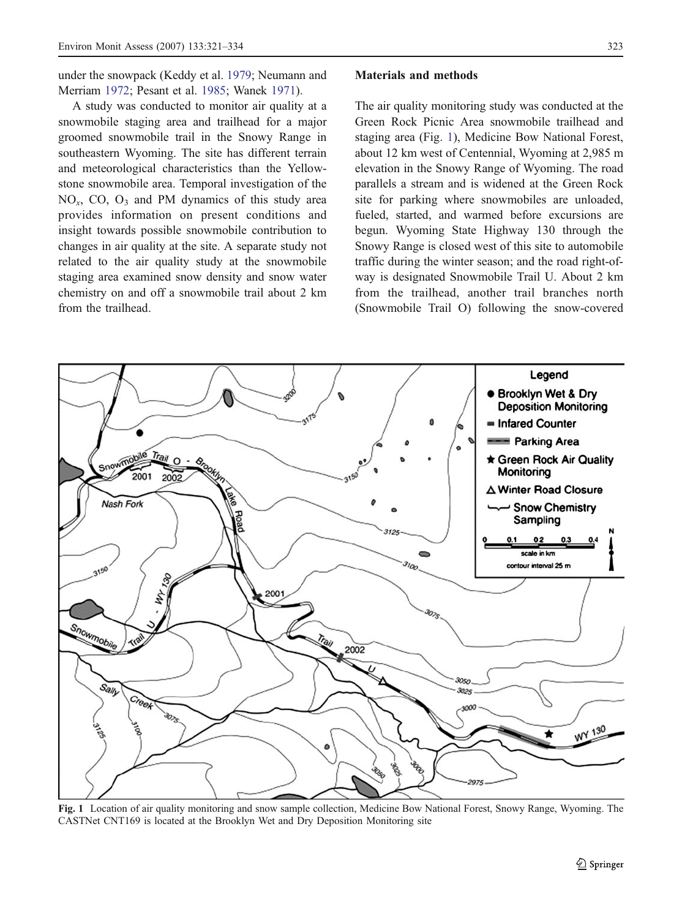under the snowpack (Keddy et al. 1979; Neumann and Merriam 1972; Pesant et al. 1985; Wanek 1971).

A study was conducted to monitor air quality at a snowmobile staging area and trailhead for a major groomed snowmobile trail in the Snowy Range in southeastern Wyoming. The site has different terrain and meteorological characteristics than the Yellowstone snowmobile area. Temporal investigation of the $NO_x$, CO, $O_3$ and PM dynamics of this study area provides information on present conditions and insight towards possible snowmobile contribution to changes in air quality at the site. A separate study not related to the air quality study at the snowmobile staging area examined snow density and snow water chemistry on and off a snowmobile trail about 2 km from the trailhead.

## Materials and methods

The air quality monitoring study was conducted at the Green Rock Picnic Area snowmobile trailhead and staging area (Fig. 1), Medicine Bow National Forest, about 12 km west of Centennial, Wyoming at 2,985 m elevation in the Snowy Range of Wyoming. The road parallels a stream and is widened at the Green Rock site for parking where snowmobiles are unloaded, fueled, started, and warmed before excursions are begun. Wyoming State Highway 130 through the Snowy Range is closed west of this site to automobile traffic during the winter season; and the road right-of-way is designated Snowmobile Trail U. About 2 km from the trailhead, another trail branches north (Snowmobile Trail O) following the snow-covered

**Fig. 1** Location of air quality monitoring and snow sample collection, Medicine Bow National Forest, Snowy Range, Wyoming. The CASTNet CNT169 is located at the Brooklyn Wet and Dry Deposition Monitoring site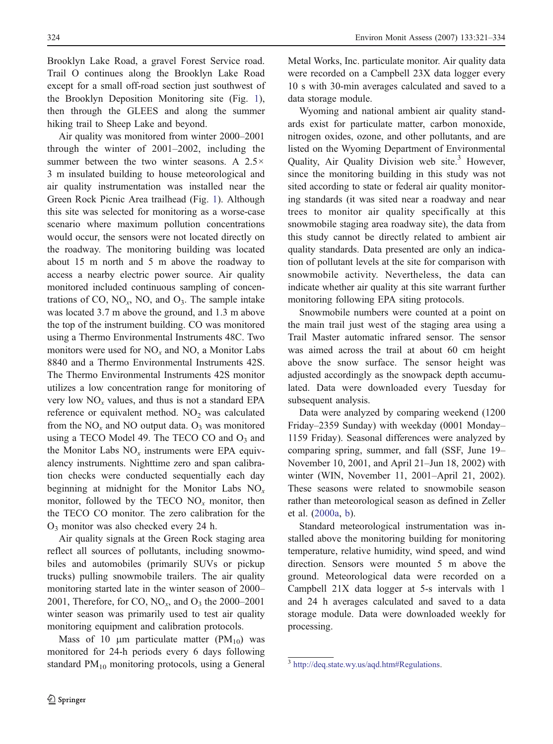Brooklyn Lake Road, a gravel Forest Service road. Trail O continues along the Brooklyn Lake Road except for a small off-road section just southwest of the Brooklyn Deposition Monitoring site (Fig. 1), then through the GLEES and along the summer hiking trail to Sheep Lake and beyond.

Air quality was monitored from winter 2000–2001 through the winter of 2001–2002, including the summer between the two winter seasons. A 2.5× 3 m insulated building to house meteorological and air quality instrumentation was installed near the Green Rock Picnic Area trailhead (Fig. 1). Although this site was selected for monitoring as a worse-case scenario where maximum pollution concentrations would occur, the sensors were not located directly on the roadway. The monitoring building was located about 15 m north and 5 m above the roadway to access a nearby electric power source. Air quality monitored included continuous sampling of concentrations of CO, $NO_x$, NO, and $O_3$. The sample intake was located 3.7 m above the ground, and 1.3 m above the top of the instrument building. CO was monitored using a Thermo Environmental Instruments 48C. Two monitors were used for $NO_x$ and NO, a Monitor Labs 8840 and a Thermo Environmental Instruments 42S. The Thermo Environmental Instruments 42S monitor utilizes a low concentration range for monitoring of very low $NO_x$ values, and thus is not a standard EPA reference or equivalent method. $NO_2$ was calculated from the $NO_x$ and NO output data. $O_3$ was monitored using a TECO Model 49. The TECO CO and $O_3$ and the Monitor Labs $NO_x$ instruments were EPA equivalency instruments. Nighttime zero and span calibration checks were conducted sequentially each day beginning at midnight for the Monitor Labs $NO_x$ monitor, followed by the TECO $NO_x$ monitor, then the TECO CO monitor. The zero calibration for the $O_3$ monitor was also checked every 24 h.

Air quality signals at the Green Rock staging area reflect all sources of pollutants, including snowmobiles and automobiles (primarily SUVs or pickup trucks) pulling snowmobile trailers. The air quality monitoring started late in the winter season of 2000–2001, Therefore, for CO, $NO_x$, and $O_3$ the 2000–2001 winter season was primarily used to test air quality monitoring equipment and calibration protocols.

Mass of 10 μm particulate matter ($PM_{10}$) was monitored for 24-h periods every 6 days following standard $PM_{10}$ monitoring protocols, using a General Metal Works, Inc. particulate monitor. Air quality data were recorded on a Campbell 23X data logger every 10 s with 30-min averages calculated and saved to a data storage module.

Wyoming and national ambient air quality standards exist for particulate matter, carbon monoxide, nitrogen oxides, ozone, and other pollutants, and are listed on the Wyoming Department of Environmental Quality, Air Quality Division web site.[3] However, since the monitoring building in this study was not sited according to state or federal air quality monitoring standards (it was sited near a roadway and near trees to monitor air quality specifically at this snowmobile staging area roadway site), the data from this study cannot be directly related to ambient air quality standards. Data presented are only an indication of pollutant levels at the site for comparison with snowmobile activity. Nevertheless, the data can indicate whether air quality at this site warrant further monitoring following EPA siting protocols.

Snowmobile numbers were counted at a point on the main trail just west of the staging area using a Trail Master automatic infrared sensor. The sensor was aimed across the trail at about 60 cm height above the snow surface. The sensor height was adjusted accordingly as the snowpack depth accumulated. Data were downloaded every Tuesday for subsequent analysis.

Data were analyzed by comparing weekend (1200 Friday–2359 Sunday) with weekday (0001 Monday–1159 Friday). Seasonal differences were analyzed by comparing spring, summer, and fall (SSF, June 19–November 10, 2001, and April 21–Jun 18, 2002) with winter (WIN, November 11, 2001–April 21, 2002). These seasons were related to snowmobile season rather than meteorological season as defined in Zeller et al. (2000a, b).

Standard meteorological instrumentation was installed above the monitoring building for monitoring temperature, relative humidity, wind speed, and wind direction. Sensors were mounted 5 m above the ground. Meteorological data were recorded on a Campbell 21X data logger at 5-s intervals with 1 and 24 h averages calculated and saved to a data storage module. Data were downloaded weekly for processing.

[3] http://deq.state.wy.us/aqd.htm#Regulations.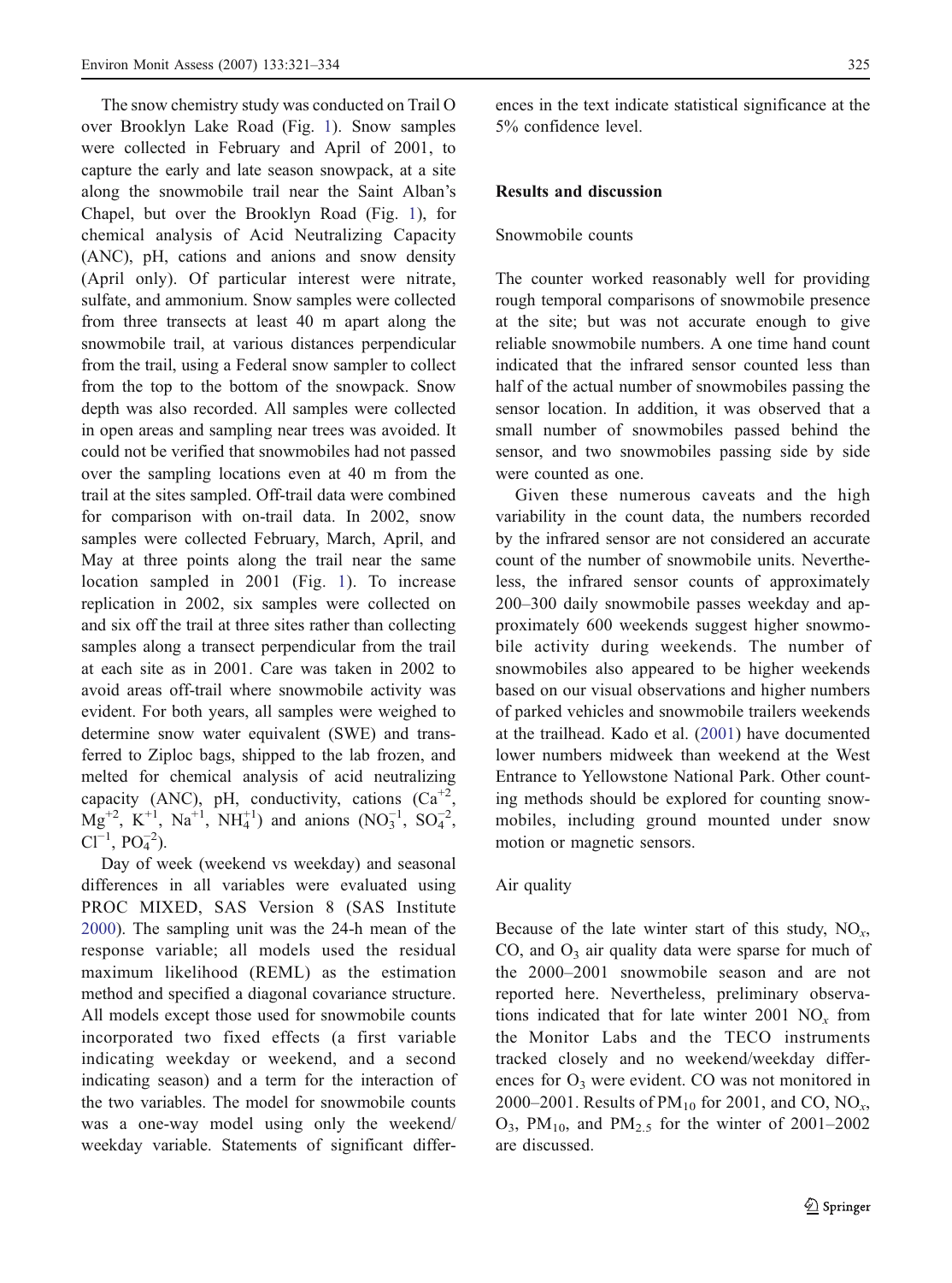The snow chemistry study was conducted on Trail O over Brooklyn Lake Road (Fig. 1). Snow samples were collected in February and April of 2001, to capture the early and late season snowpack, at a site along the snowmobile trail near the Saint Alban's Chapel, but over the Brooklyn Road (Fig. 1), for chemical analysis of Acid Neutralizing Capacity (ANC), pH, cations and anions and snow density (April only). Of particular interest were nitrate, sulfate, and ammonium. Snow samples were collected from three transects at least 40 m apart along the snowmobile trail, at various distances perpendicular from the trail, using a Federal snow sampler to collect from the top to the bottom of the snowpack. Snow depth was also recorded. All samples were collected in open areas and sampling near trees was avoided. It could not be verified that snowmobiles had not passed over the sampling locations even at 40 m from the trail at the sites sampled. Off-trail data were combined for comparison with on-trail data. In 2002, snow samples were collected February, March, April, and May at three points along the trail near the same location sampled in 2001 (Fig. 1). To increase replication in 2002, six samples were collected on and six off the trail at three sites rather than collecting samples along a transect perpendicular from the trail at each site as in 2001. Care was taken in 2002 to avoid areas off-trail where snowmobile activity was evident. For both years, all samples were weighed to determine snow water equivalent (SWE) and transferred to Ziploc bags, shipped to the lab frozen, and melted for chemical analysis of acid neutralizing capacity (ANC), pH, conductivity, cations ($Ca^{+2}$, $Mg^{+2}$, $K^{+1}$, $Na^{+1}$, $NH_4^{+1}$) and anions ($NO_3^{-1}$, $SO_4^{-2}$, $Cl^{-1}$, $PO_4^{-2}$).

Day of week (weekend vs weekday) and seasonal differences in all variables were evaluated using PROC MIXED, SAS Version 8 (SAS Institute 2000). The sampling unit was the 24-h mean of the response variable; all models used the residual maximum likelihood (REML) as the estimation method and specified a diagonal covariance structure. All models except those used for snowmobile counts incorporated two fixed effects (a first variable indicating weekday or weekend, and a second indicating season) and a term for the interaction of the two variables. The model for snowmobile counts was a one-way model using only the weekend/weekday variable. Statements of significant differences in the text indicate statistical significance at the 5% confidence level.

## Results and discussion

### Snowmobile counts

The counter worked reasonably well for providing rough temporal comparisons of snowmobile presence at the site; but was not accurate enough to give reliable snowmobile numbers. A one time hand count indicated that the infrared sensor counted less than half of the actual number of snowmobiles passing the sensor location. In addition, it was observed that a small number of snowmobiles passed behind the sensor, and two snowmobiles passing side by side were counted as one.

Given these numerous caveats and the high variability in the count data, the numbers recorded by the infrared sensor are not considered an accurate count of the number of snowmobile units. Nevertheless, the infrared sensor counts of approximately 200–300 daily snowmobile passes weekday and approximately 600 weekends suggest higher snowmobile activity during weekends. The number of snowmobiles also appeared to be higher weekends based on our visual observations and higher numbers of parked vehicles and snowmobile trailers weekends at the trailhead. Kado et al. (2001) have documented lower numbers midweek than weekend at the West Entrance to Yellowstone National Park. Other counting methods should be explored for counting snowmobiles, including ground mounted under snow motion or magnetic sensors.

### Air quality

Because of the late winter start of this study, $NO_x$, CO, and $O_3$ air quality data were sparse for much of the 2000–2001 snowmobile season and are not reported here. Nevertheless, preliminary observations indicated that for late winter 2001 $NO_x$ from the Monitor Labs and the TECO instruments tracked closely and no weekend/weekday differences for $O_3$ were evident. CO was not monitored in 2000–2001. Results of $PM_{10}$ for 2001, and CO, $NO_x$, $O_3$, $PM_{10}$, and $PM_{2.5}$ for the winter of 2001–2002 are discussed.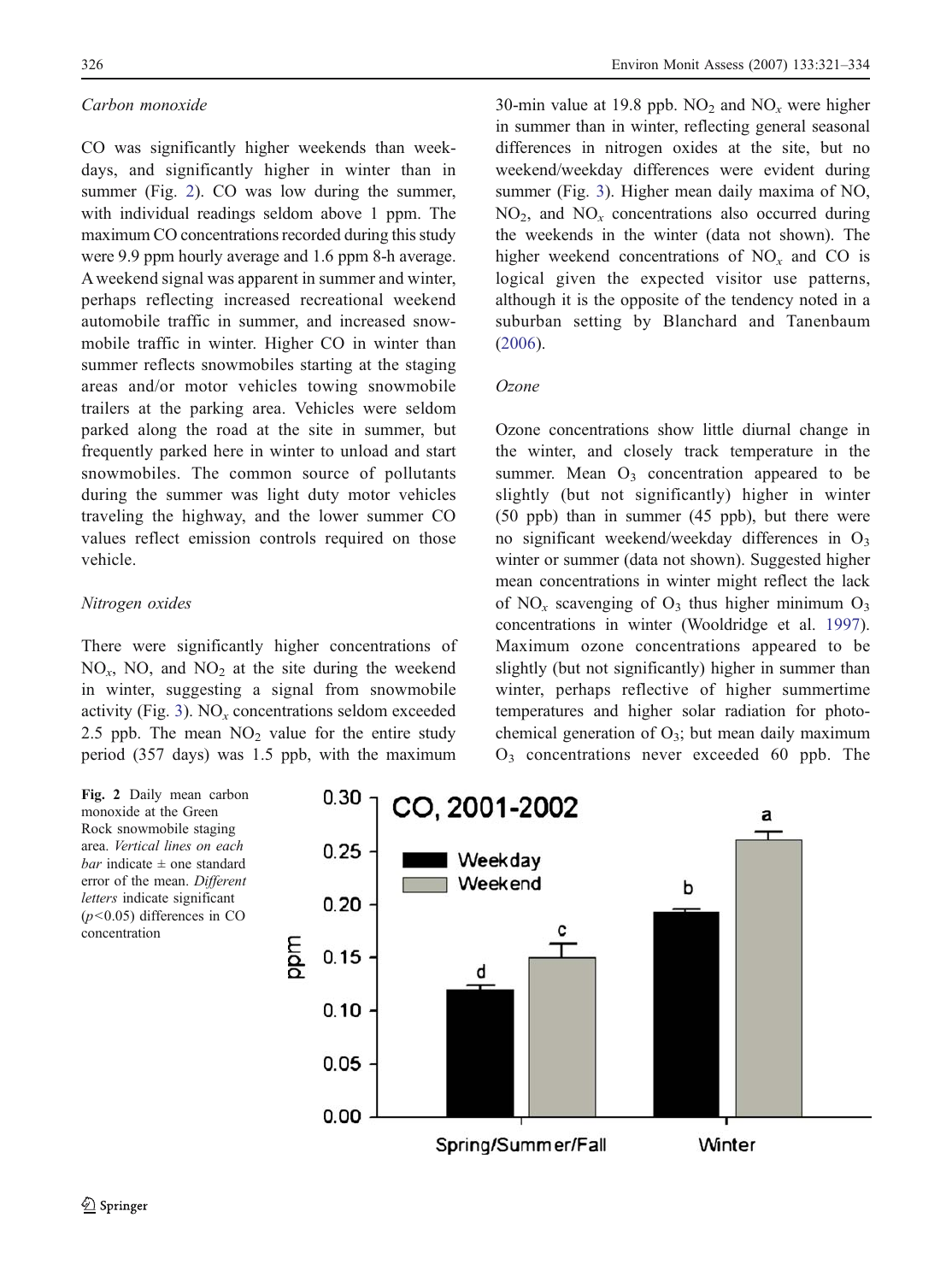### Carbon monoxide

CO was significantly higher weekends than weekdays, and significantly higher in winter than in summer (Fig. 2). CO was low during the summer, with individual readings seldom above 1 ppm. The maximum CO concentrations recorded during this study were 9.9 ppm hourly average and 1.6 ppm 8-h average. A weekend signal was apparent in summer and winter, perhaps reflecting increased recreational weekend automobile traffic in summer, and increased snowmobile traffic in winter. Higher CO in winter than summer reflects snowmobiles starting at the staging areas and/or motor vehicles towing snowmobile trailers at the parking area. Vehicles were seldom parked along the road at the site in summer, but frequently parked here in winter to unload and start snowmobiles. The common source of pollutants during the summer was light duty motor vehicles traveling the highway, and the lower summer CO values reflect emission controls required on those vehicle.

### Nitrogen oxides

There were significantly higher concentrations of $NO_x$, NO, and $NO_2$ at the site during the weekend in winter, suggesting a signal from snowmobile activity (Fig. 3). $NO_x$ concentrations seldom exceeded 2.5 ppb. The mean $NO_2$ value for the entire study period (357 days) was 1.5 ppb, with the maximum 30-min value at 19.8 ppb. $NO_2$ and $NO_x$ were higher in summer than in winter, reflecting general seasonal differences in nitrogen oxides at the site, but no weekend/weekday differences were evident during summer (Fig. 3). Higher mean daily maxima of NO, $NO_2$, and $NO_x$ concentrations also occurred during the weekends in the winter (data not shown). The higher weekend concentrations of $NO_x$ and CO is logical given the expected visitor use patterns, although it is the opposite of the tendency noted in a suburban setting by Blanchard and Tanenbaum (2006).

### Ozone

Ozone concentrations show little diurnal change in the winter, and closely track temperature in the summer. Mean $O_3$ concentration appeared to be slightly (but not significantly) higher in winter (50 ppb) than in summer (45 ppb), but there were no significant weekend/weekday differences in $O_3$ winter or summer (data not shown). Suggested higher mean concentrations in winter might reflect the lack of $NO_x$ scavenging of $O_3$ thus higher minimum $O_3$ concentrations in winter (Wooldridge et al. 1997). Maximum ozone concentrations appeared to be slightly (but not significantly) higher in summer than winter, perhaps reflective of higher summertime temperatures and higher solar radiation for photochemical generation of $O_3$; but mean daily maximum $O_3$ concentrations never exceeded 60 ppb. The

**Fig. 2** Daily mean carbon monoxide at the Green Rock snowmobile staging area. *Vertical lines on each bar* indicate ± one standard error of the mean. *Different letters* indicate significant ($p<0.05$) differences in CO concentration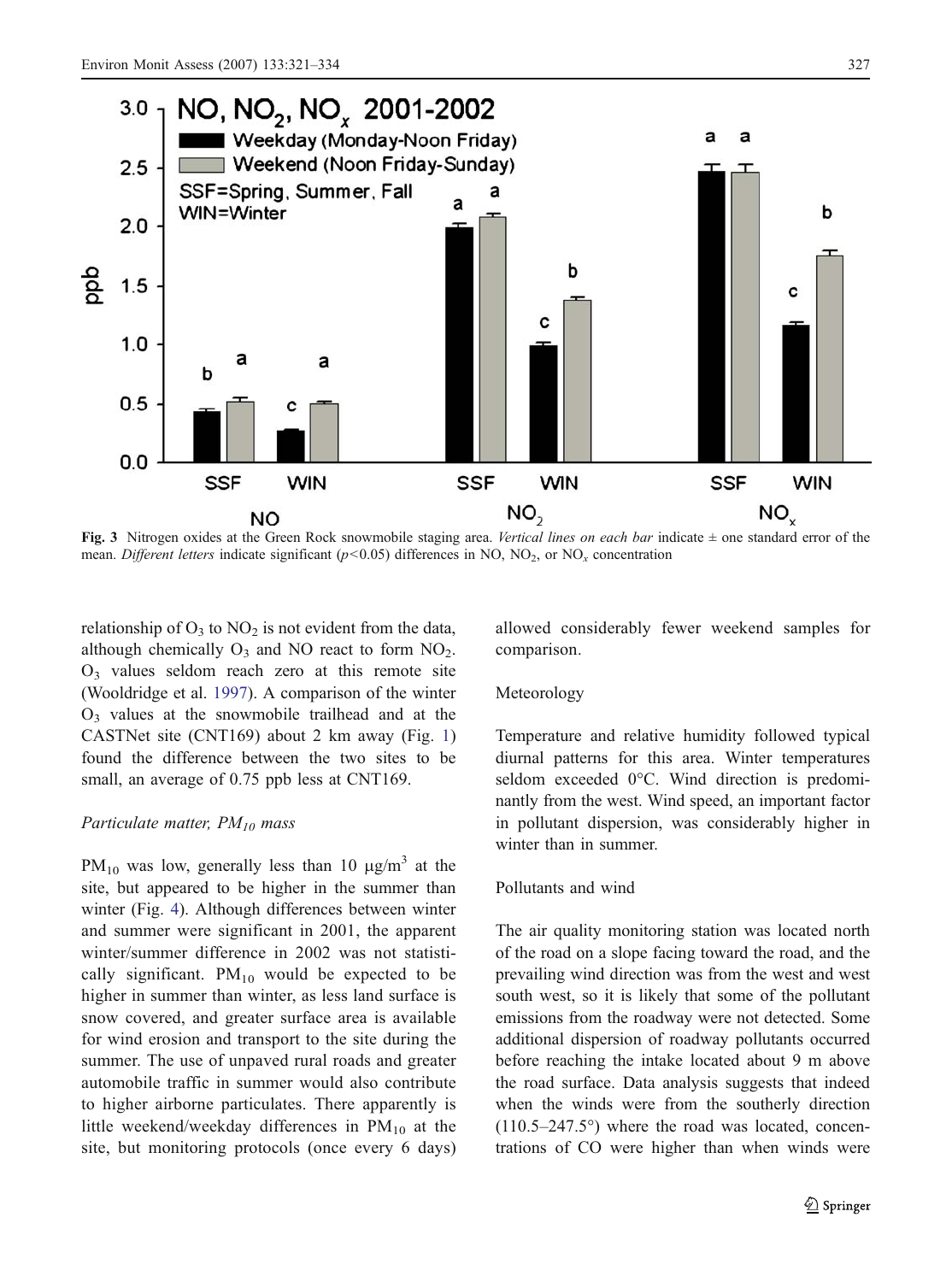Fig. 3 Nitrogen oxides at the Green Rock snowmobile staging area. *Vertical lines on each bar* indicate ± one standard error of the mean. *Different letters* indicate significant ($p<0.05$) differences in NO, $NO_2$, or $NO_x$ concentration

relationship of $O_3$ to $NO_2$ is not evident from the data, although chemically $O_3$ and NO react to form $NO_2$. $O_3$ values seldom reach zero at this remote site (Wooldridge et al. 1997). A comparison of the winter $O_3$ values at the snowmobile trailhead and at the CASTNet site (CNT169) about 2 km away (Fig. 1) found the difference between the two sites to be small, an average of 0.75 ppb less at CNT169.

*Particulate matter, $PM_{10}$ mass*

$PM_{10}$ was low, generally less than 10 μg/m$^3$ at the site, but appeared to be higher in the summer than winter (Fig. 4). Although differences between winter and summer were significant in 2001, the apparent winter/summer difference in 2002 was not statistically significant. $PM_{10}$ would be expected to be higher in summer than winter, as less land surface is snow covered, and greater surface area is available for wind erosion and transport to the site during the summer. The use of unpaved rural roads and greater automobile traffic in summer would also contribute to higher airborne particulates. There apparently is little weekend/weekday differences in $PM_{10}$ at the site, but monitoring protocols (once every 6 days) allowed considerably fewer weekend samples for comparison.

Meteorology

Temperature and relative humidity followed typical diurnal patterns for this area. Winter temperatures seldom exceeded 0°C. Wind direction is predominantly from the west. Wind speed, an important factor in pollutant dispersion, was considerably higher in winter than in summer.

Pollutants and wind

The air quality monitoring station was located north of the road on a slope facing toward the road, and the prevailing wind direction was from the west and west south west, so it is likely that some of the pollutant emissions from the roadway were not detected. Some additional dispersion of roadway pollutants occurred before reaching the intake located about 9 m above the road surface. Data analysis suggests that indeed when the winds were from the southerly direction (110.5–247.5°) where the road was located, concentrations of CO were higher than when winds were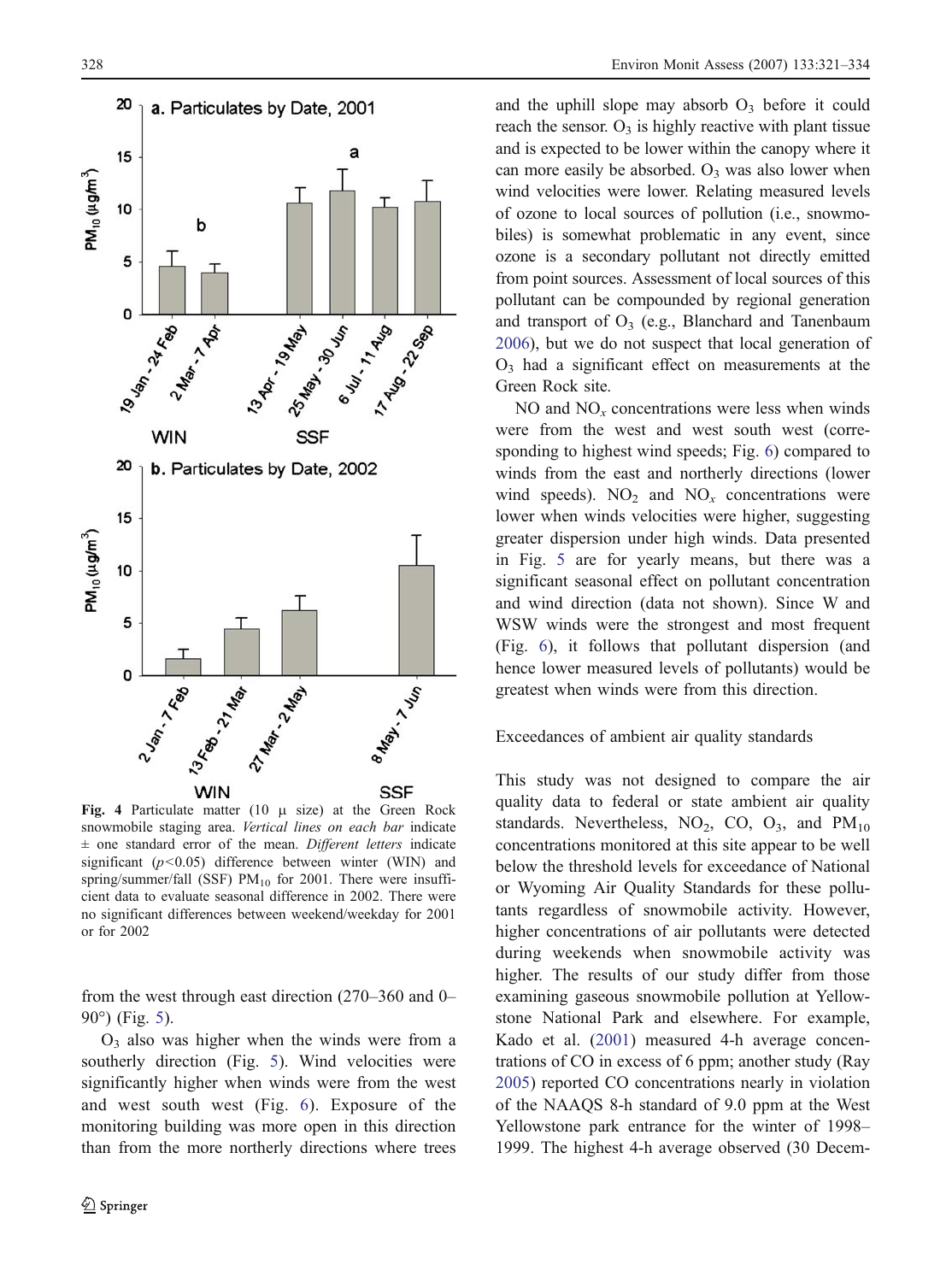Fig. 4 Particulate matter (10 μ size) at the Green Rock snowmobile staging area. *Vertical lines on each bar* indicate ± one standard error of the mean. *Different letters* indicate significant ($p<0.05$) difference between winter (WIN) and spring/summer/fall (SSF) $PM_{10}$ for 2001. There were insufficient data to evaluate seasonal difference in 2002. There were no significant differences between weekend/weekday for 2001 or for 2002

from the west through east direction (270–360 and 0–90°) (Fig. 5).

$O_3$ also was higher when the winds were from a southerly direction (Fig. 5). Wind velocities were significantly higher when winds were from the west and west south west (Fig. 6). Exposure of the monitoring building was more open in this direction than from the more northerly directions where trees and the uphill slope may absorb $O_3$ before it could reach the sensor. $O_3$ is highly reactive with plant tissue and is expected to be lower within the canopy where it can more easily be absorbed. $O_3$ was also lower when wind velocities were lower. Relating measured levels of ozone to local sources of pollution (i.e., snowmobiles) is somewhat problematic in any event, since ozone is a secondary pollutant not directly emitted from point sources. Assessment of local sources of this pollutant can be compounded by regional generation and transport of $O_3$ (e.g., Blanchard and Tanenbaum 2006), but we do not suspect that local generation of $O_3$ had a significant effect on measurements at the Green Rock site.

NO and $NO_x$ concentrations were less when winds were from the west and west south west (corresponding to highest wind speeds; Fig. 6) compared to winds from the east and northerly directions (lower wind speeds). $NO_2$ and $NO_x$ concentrations were lower when winds velocities were higher, suggesting greater dispersion under high winds. Data presented in Fig. 5 are for yearly means, but there was a significant seasonal effect on pollutant concentration and wind direction (data not shown). Since W and WSW winds were the strongest and most frequent (Fig. 6), it follows that pollutant dispersion (and hence lower measured levels of pollutants) would be greatest when winds were from this direction.

## Exceedances of ambient air quality standards

This study was not designed to compare the air quality data to federal or state ambient air quality standards. Nevertheless, $NO_2$, CO, $O_3$, and $PM_{10}$ concentrations monitored at this site appear to be well below the threshold levels for exceedance of National or Wyoming Air Quality Standards for these pollutants regardless of snowmobile activity. However, higher concentrations of air pollutants were detected during weekends when snowmobile activity was higher. The results of our study differ from those examining gaseous snowmobile pollution at Yellowstone National Park and elsewhere. For example, Kado et al. (2001) measured 4-h average concentrations of CO in excess of 6 ppm; another study (Ray 2005) reported CO concentrations nearly in violation of the NAAQS 8-h standard of 9.0 ppm at the West Yellowstone park entrance for the winter of 1998–1999. The highest 4-h average observed (30 Decem-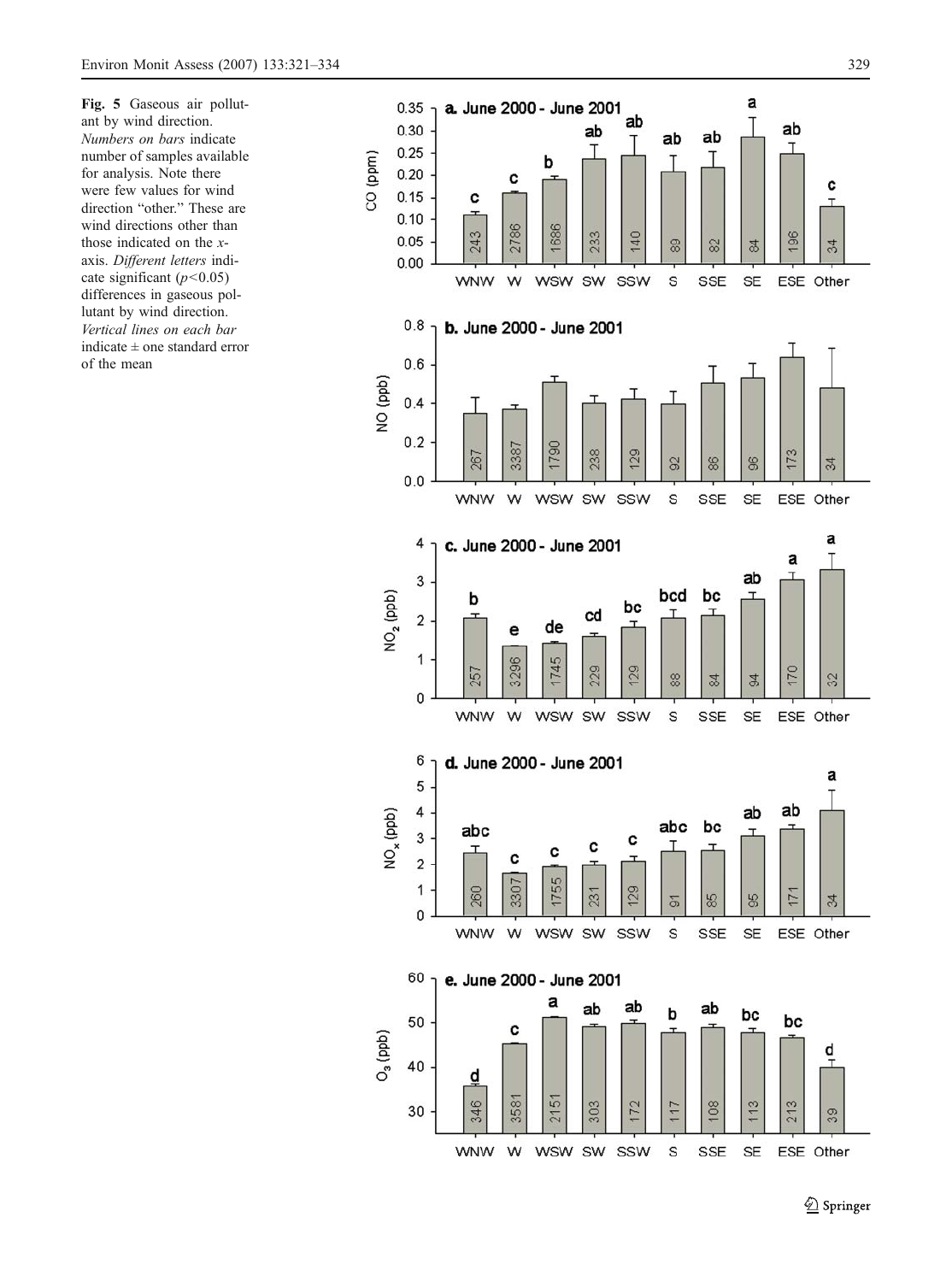**Fig. 5** Gaseous air pollutant by wind direction. *Numbers on bars* indicate number of samples available for analysis. Note there were few values for wind direction "other." These are wind directions other than those indicated on the *x*-axis. *Different letters* indicate significant ($p<0.05$) differences in gaseous pollutant by wind direction. *Vertical lines on each bar* indicate ± one standard error of the mean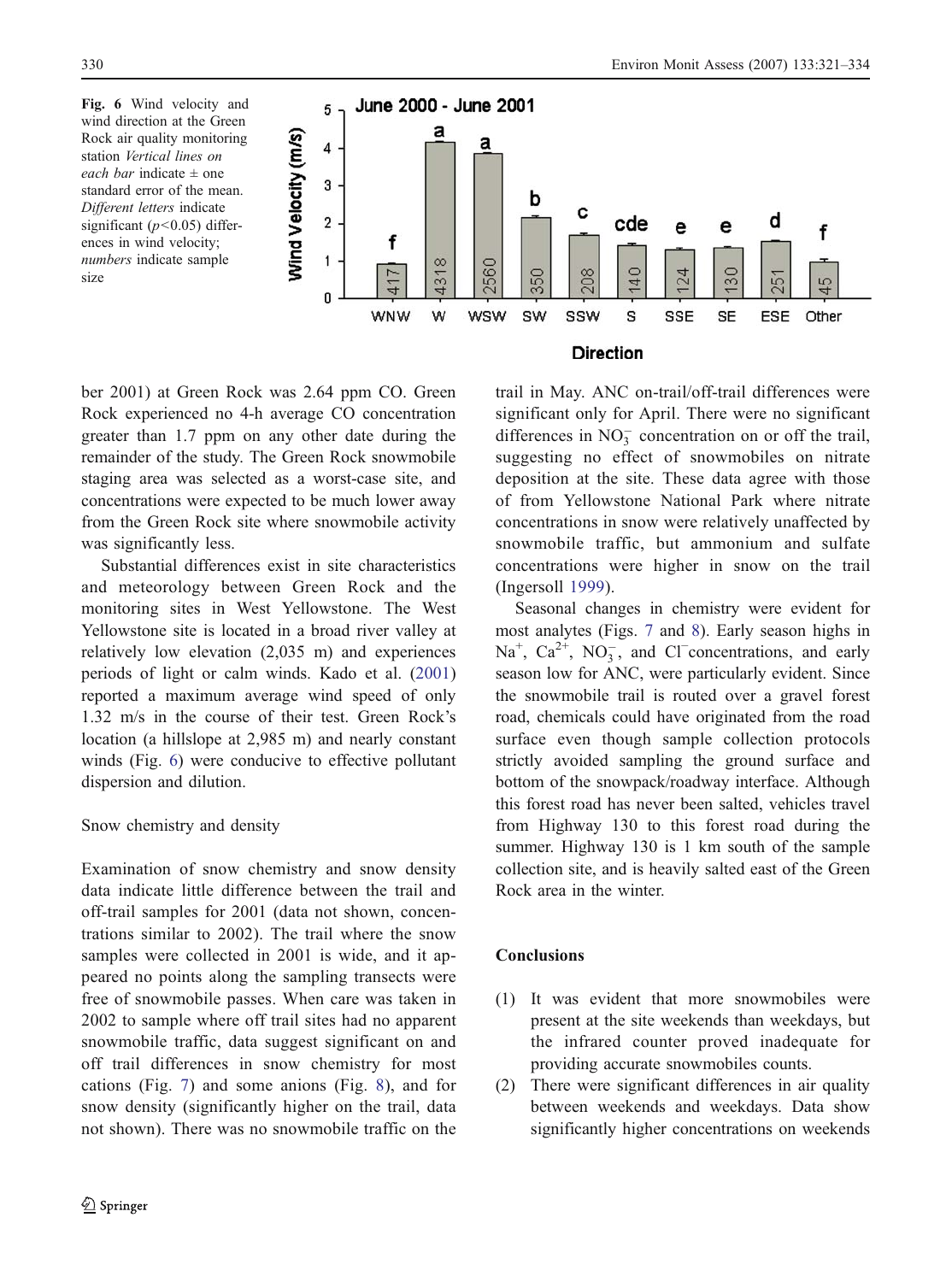Fig. 6 Wind velocity and wind direction at the Green Rock air quality monitoring station *Vertical lines on each bar* indicate ± one standard error of the mean. *Different letters* indicate significant ($p<0.05$) differences in wind velocity; *numbers* indicate sample size

ber 2001) at Green Rock was 2.64 ppm CO. Green Rock experienced no 4-h average CO concentration greater than 1.7 ppm on any other date during the remainder of the study. The Green Rock snowmobile staging area was selected as a worst-case site, and concentrations were expected to be much lower away from the Green Rock site where snowmobile activity was significantly less.

Substantial differences exist in site characteristics and meteorology between Green Rock and the monitoring sites in West Yellowstone. The West Yellowstone site is located in a broad river valley at relatively low elevation (2,035 m) and experiences periods of light or calm winds. Kado et al. (2001) reported a maximum average wind speed of only 1.32 m/s in the course of their test. Green Rock's location (a hillslope at 2,985 m) and nearly constant winds (Fig. 6) were conducive to effective pollutant dispersion and dilution.

### Snow chemistry and density

Examination of snow chemistry and snow density data indicate little difference between the trail and off-trail samples for 2001 (data not shown, concentrations similar to 2002). The trail where the snow samples were collected in 2001 is wide, and it appeared no points along the sampling transects were free of snowmobile passes. When care was taken in 2002 to sample where off trail sites had no apparent snowmobile traffic, data suggest significant on and off trail differences in snow chemistry for most cations (Fig. 7) and some anions (Fig. 8), and for snow density (significantly higher on the trail, data not shown). There was no snowmobile traffic on the trail in May. ANC on-trail/off-trail differences were significant only for April. There were no significant differences in $NO_3^-$ concentration on or off the trail, suggesting no effect of snowmobiles on nitrate deposition at the site. These data agree with those of from Yellowstone National Park where nitrate concentrations in snow were relatively unaffected by snowmobile traffic, but ammonium and sulfate concentrations were higher in snow on the trail (Ingersoll 1999).

Seasonal changes in chemistry were evident for most analytes (Figs. 7 and 8). Early season highs in $Na^+$, $Ca^{2+}$, $NO_3^-$, and $Cl^-$ concentrations, and early season low for ANC, were particularly evident. Since the snowmobile trail is routed over a gravel forest road, chemicals could have originated from the road surface even though sample collection protocols strictly avoided sampling the ground surface and bottom of the snowpack/roadway interface. Although this forest road has never been salted, vehicles travel from Highway 130 to this forest road during the summer. Highway 130 is 1 km south of the sample collection site, and is heavily salted east of the Green Rock area in the winter.

## Conclusions

(1) It was evident that more snowmobiles were present at the site weekends than weekdays, but the infrared counter proved inadequate for providing accurate snowmobiles counts.
(2) There were significant differences in air quality between weekends and weekdays. Data show significantly higher concentrations on weekends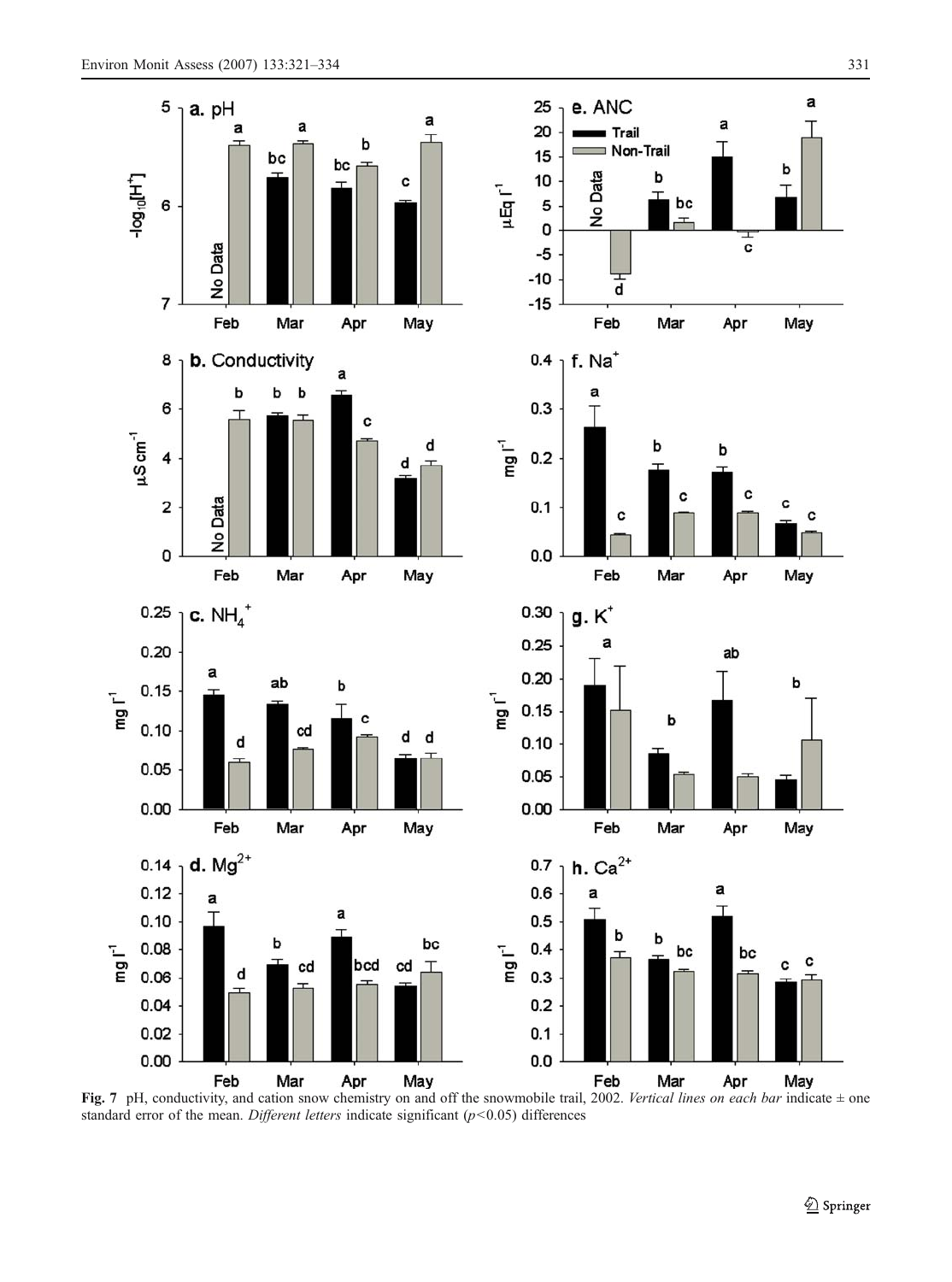**Fig. 7** pH, conductivity, and cation snow chemistry on and off the snowmobile trail, 2002. *Vertical lines on each bar* indicate ± one standard error of the mean. *Different letters* indicate significant ($p<0.05$) differences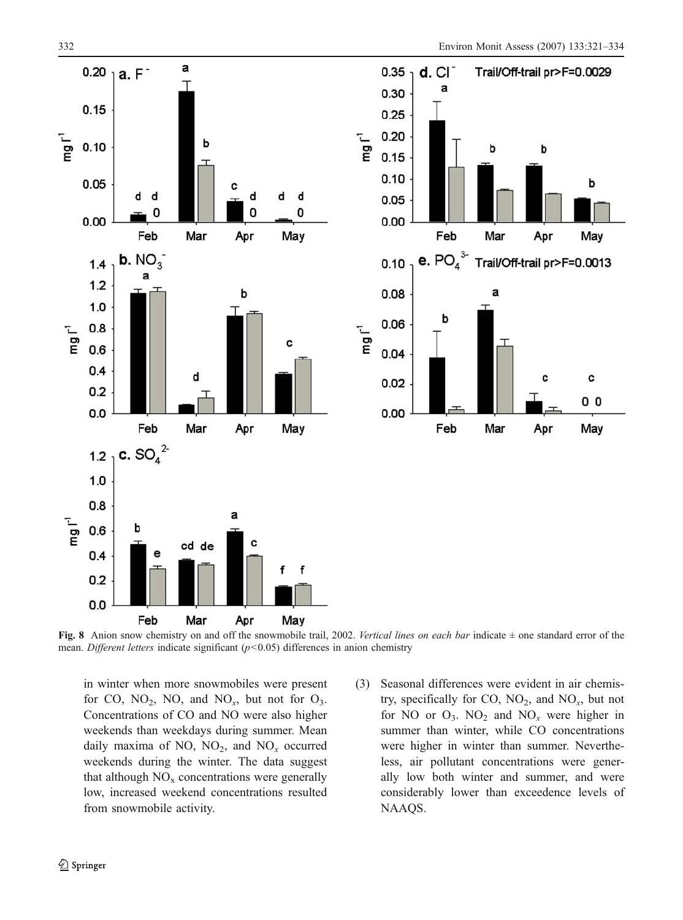**Fig. 8** Anion snow chemistry on and off the snowmobile trail, 2002. *Vertical lines on each bar* indicate ± one standard error of the mean. *Different letters* indicate significant ($p<0.05$) differences in anion chemistry

in winter when more snowmobiles were present for CO, $NO_2$, NO, and $NO_x$, but not for $O_3$. Concentrations of CO and NO were also higher weekends than weekdays during summer. Mean daily maxima of NO, $NO_2$, and $NO_x$ occurred weekends during the winter. The data suggest that although $NO_x$ concentrations were generally low, increased weekend concentrations resulted from snowmobile activity.

(3) Seasonal differences were evident in air chemistry, specifically for CO, $NO_2$, and $NO_x$, but not for NO or $O_3$. $NO_2$ and $NO_x$ were higher in summer than winter, while CO concentrations were higher in winter than summer. Nevertheless, air pollutant concentrations were generally low both winter and summer, and were considerably lower than exceedence levels of NAAQS.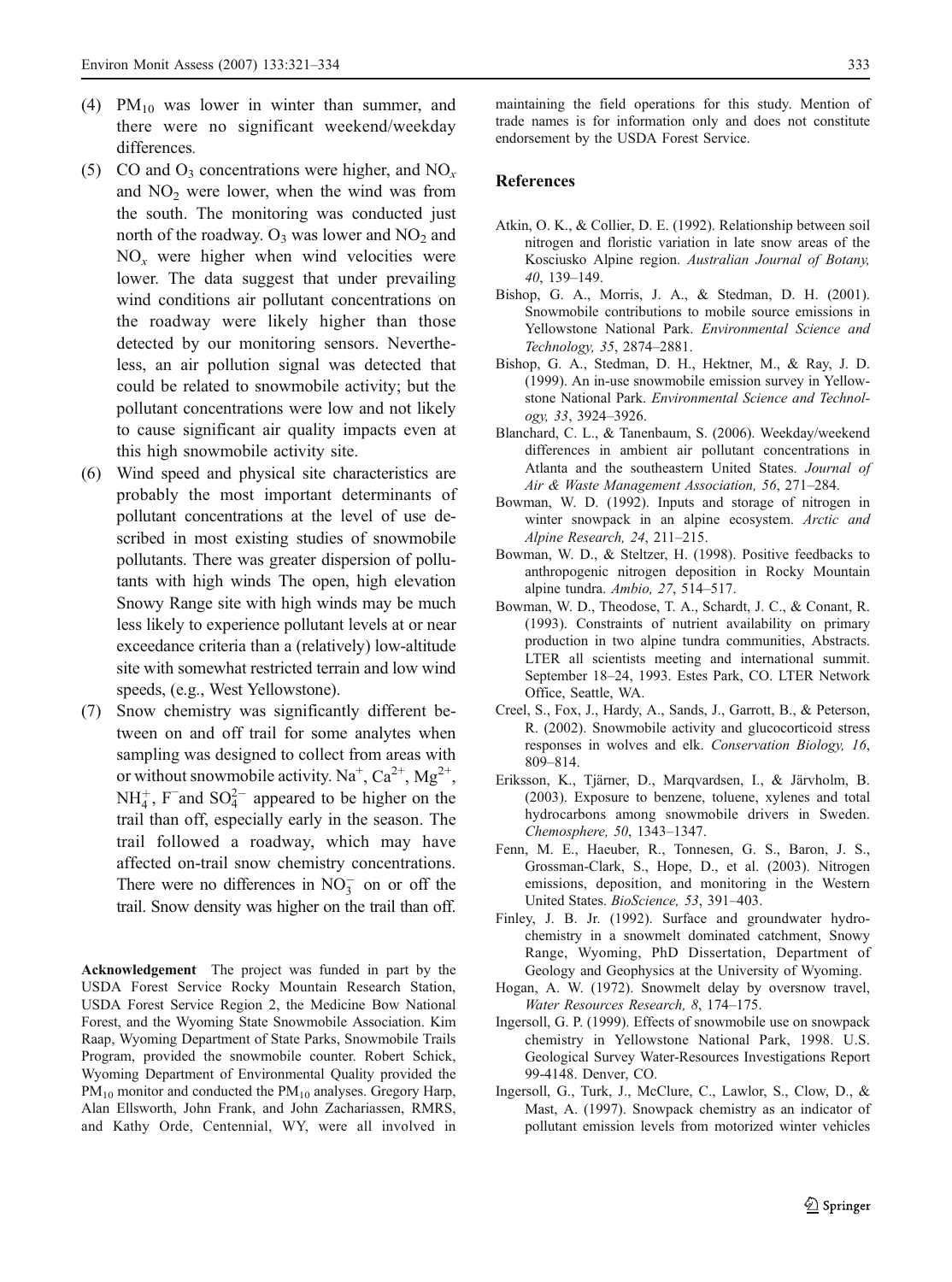(4) $PM_{10}$ was lower in winter than summer, and there were no significant weekend/weekday differences.

(5) CO and $O_3$ concentrations were higher, and $NO_x$ and $NO_2$ were lower, when the wind was from the south. The monitoring was conducted just north of the roadway. $O_3$ was lower and $NO_2$ and $NO_x$ were higher when wind velocities were lower. The data suggest that under prevailing wind conditions air pollutant concentrations on the roadway were likely higher than those detected by our monitoring sensors. Nevertheless, an air pollution signal was detected that could be related to snowmobile activity; but the pollutant concentrations were low and not likely to cause significant air quality impacts even at this high snowmobile activity site.

(6) Wind speed and physical site characteristics are probably the most important determinants of pollutant concentrations at the level of use described in most existing studies of snowmobile pollutants. There was greater dispersion of pollutants with high winds The open, high elevation Snowy Range site with high winds may be much less likely to experience pollutant levels at or near exceedance criteria than a (relatively) low-altitude site with somewhat restricted terrain and low wind speeds, (e.g., West Yellowstone).

(7) Snow chemistry was significantly different between on and off trail for some analytes when sampling was designed to collect from areas with or without snowmobile activity. $Na^+$, $Ca^{2+}$, $Mg^{2+}$, $NH_4^+$, $F^-$and $SO_4^{2-}$ appeared to be higher on the trail than off, especially early in the season. The trail followed a roadway, which may have affected on-trail snow chemistry concentrations. There were no differences in $NO_3^-$ on or off the trail. Snow density was higher on the trail than off.

**Acknowledgement** The project was funded in part by the USDA Forest Service Rocky Mountain Research Station, USDA Forest Service Region 2, the Medicine Bow National Forest, and the Wyoming State Snowmobile Association. Kim Raap, Wyoming Department of State Parks, Snowmobile Trails Program, provided the snowmobile counter. Robert Schick, Wyoming Department of Environmental Quality provided the $PM_{10}$ monitor and conducted the $PM_{10}$ analyses. Gregory Harp, Alan Ellsworth, John Frank, and John Zachariassen, RMRS, and Kathy Orde, Centennial, WY, were all involved in maintaining the field operations for this study. Mention of trade names is for information only and does not constitute endorsement by the USDA Forest Service.

## References

Atkin, O. K., & Collier, D. E. (1992). Relationship between soil nitrogen and floristic variation in late snow areas of the Kosciusko Alpine region. *Australian Journal of Botany, 40*, 139–149.

Bishop, G. A., Morris, J. A., & Stedman, D. H. (2001). Snowmobile contributions to mobile source emissions in Yellowstone National Park. *Environmental Science and Technology, 35*, 2874–2881.

Bishop, G. A., Stedman, D. H., Hektner, M., & Ray, J. D. (1999). An in-use snowmobile emission survey in Yellowstone National Park. *Environmental Science and Technology, 33*, 3924–3926.

Blanchard, C. L., & Tanenbaum, S. (2006). Weekday/weekend differences in ambient air pollutant concentrations in Atlanta and the southeastern United States. *Journal of Air & Waste Management Association, 56*, 271–284.

Bowman, W. D. (1992). Inputs and storage of nitrogen in winter snowpack in an alpine ecosystem. *Arctic and Alpine Research, 24*, 211–215.

Bowman, W. D., & Steltzer, H. (1998). Positive feedbacks to anthropogenic nitrogen deposition in Rocky Mountain alpine tundra. *Ambio, 27*, 514–517.

Bowman, W. D., Theodose, T. A., Schardt, J. C., & Conant, R. (1993). Constraints of nutrient availability on primary production in two alpine tundra communities, Abstracts. LTER all scientists meeting and international summit. September 18–24, 1993. Estes Park, CO. LTER Network Office, Seattle, WA.

Creel, S., Fox, J., Hardy, A., Sands, J., Garrott, B., & Peterson, R. (2002). Snowmobile activity and glucocorticoid stress responses in wolves and elk. *Conservation Biology, 16*, 809–814.

Eriksson, K., Tjärner, D., Marqvardsen, I., & Järvholm, B. (2003). Exposure to benzene, toluene, xylenes and total hydrocarbons among snowmobile drivers in Sweden. *Chemosphere, 50*, 1343–1347.

Fenn, M. E., Haeuber, R., Tonnesen, G. S., Baron, J. S., Grossman-Clark, S., Hope, D., et al. (2003). Nitrogen emissions, deposition, and monitoring in the Western United States. *BioScience, 53*, 391–403.

Finley, J. B. Jr. (1992). Surface and groundwater hydrochemistry in a snowmelt dominated catchment, Snowy Range, Wyoming, PhD Dissertation, Department of Geology and Geophysics at the University of Wyoming.

Hogan, A. W. (1972). Snowmelt delay by oversnow travel, *Water Resources Research, 8*, 174–175.

Ingersoll, G. P. (1999). Effects of snowmobile use on snowpack chemistry in Yellowstone National Park, 1998. U.S. Geological Survey Water-Resources Investigations Report 99-4148. Denver, CO.

Ingersoll, G., Turk, J., McClure, C., Lawlor, S., Clow, D., & Mast, A. (1997). Snowpack chemistry as an indicator of pollutant emission levels from motorized winter vehicles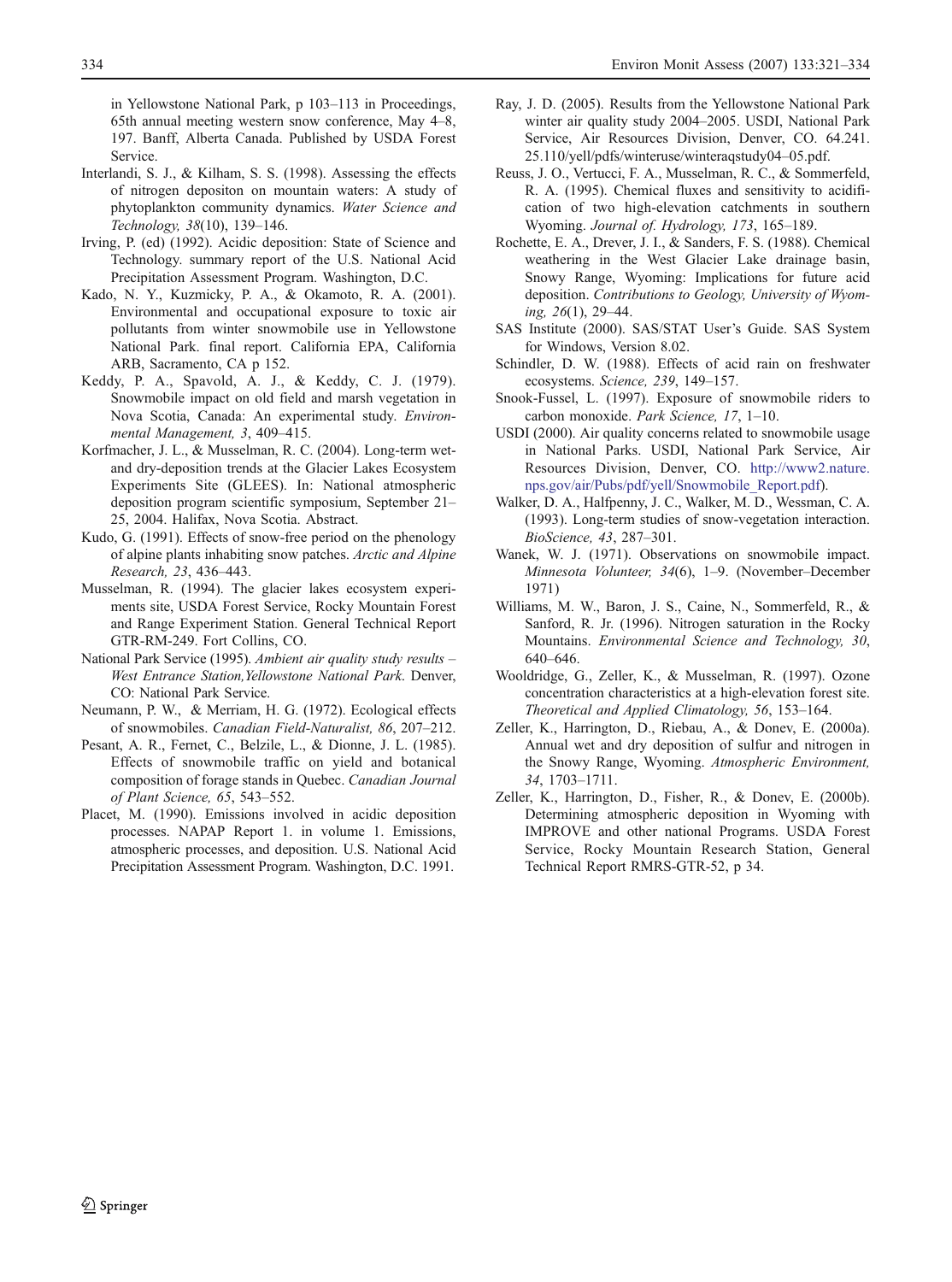in Yellowstone National Park, p 103–113 in Proceedings, 65th annual meeting western snow conference, May 4–8, 197. Banff, Alberta Canada. Published by USDA Forest Service.

Interlandi, S. J., & Kilham, S. S. (1998). Assessing the effects of nitrogen depositon on mountain waters: A study of phytoplankton community dynamics. *Water Science and Technology, 38*(10), 139–146.

Irving, P. (ed) (1992). Acidic deposition: State of Science and Technology. summary report of the U.S. National Acid Precipitation Assessment Program. Washington, D.C.

Kado, N. Y., Kuzmicky, P. A., & Okamoto, R. A. (2001). Environmental and occupational exposure to toxic air pollutants from winter snowmobile use in Yellowstone National Park. final report. California EPA, California ARB, Sacramento, CA p 152.

Keddy, P. A., Spavold, A. J., & Keddy, C. J. (1979). Snowmobile impact on old field and marsh vegetation in Nova Scotia, Canada: An experimental study. *Environmental Management, 3*, 409–415.

Korfmacher, J. L., & Musselman, R. C. (2004). Long-term wet-and dry-deposition trends at the Glacier Lakes Ecosystem Experiments Site (GLEES). In: National atmospheric deposition program scientific symposium, September 21–25, 2004. Halifax, Nova Scotia. Abstract.

Kudo, G. (1991). Effects of snow-free period on the phenology of alpine plants inhabiting snow patches. *Arctic and Alpine Research, 23*, 436–443.

Musselman, R. (1994). The glacier lakes ecosystem experiments site, USDA Forest Service, Rocky Mountain Forest and Range Experiment Station. General Technical Report GTR-RM-249. Fort Collins, CO.

National Park Service (1995). *Ambient air quality study results – West Entrance Station,Yellowstone National Park*. Denver, CO: National Park Service.

Neumann, P. W., & Merriam, H. G. (1972). Ecological effects of snowmobiles. *Canadian Field-Naturalist, 86*, 207–212.

Pesant, A. R., Fernet, C., Belzile, L., & Dionne, J. L. (1985). Effects of snowmobile traffic on yield and botanical composition of forage stands in Quebec. *Canadian Journal of Plant Science, 65*, 543–552.

Placet, M. (1990). Emissions involved in acidic deposition processes. NAPAP Report 1. in volume 1. Emissions, atmospheric processes, and deposition. U.S. National Acid Precipitation Assessment Program. Washington, D.C. 1991.

Ray, J. D. (2005). Results from the Yellowstone National Park winter air quality study 2004–2005. USDI, National Park Service, Air Resources Division, Denver, CO. 64.241.25.110/yell/pdfs/winteruse/winteraqstudy04–05.pdf.

Reuss, J. O., Vertucci, F. A., Musselman, R. C., & Sommerfeld, R. A. (1995). Chemical fluxes and sensitivity to acidification of two high-elevation catchments in southern Wyoming. *Journal of. Hydrology, 173*, 165–189.

Rochette, E. A., Drever, J. I., & Sanders, F. S. (1988). Chemical weathering in the West Glacier Lake drainage basin, Snowy Range, Wyoming: Implications for future acid deposition. *Contributions to Geology, University of Wyoming, 26*(1), 29–44.

SAS Institute (2000). SAS/STAT User's Guide. SAS System for Windows, Version 8.02.

Schindler, D. W. (1988). Effects of acid rain on freshwater ecosystems. *Science, 239*, 149–157.

Snook-Fussel, L. (1997). Exposure of snowmobile riders to carbon monoxide. *Park Science, 17*, 1–10.

USDI (2000). Air quality concerns related to snowmobile usage in National Parks. USDI, National Park Service, Air Resources Division, Denver, CO. http://www2.nature.nps.gov/air/Pubs/pdf/yell/Snowmobile_Report.pdf).

Walker, D. A., Halfpenny, J. C., Walker, M. D., Wessman, C. A. (1993). Long-term studies of snow-vegetation interaction. *BioScience, 43*, 287–301.

Wanek, W. J. (1971). Observations on snowmobile impact. *Minnesota Volunteer, 34*(6), 1–9. (November–December 1971)

Williams, M. W., Baron, J. S., Caine, N., Sommerfeld, R., & Sanford, R. Jr. (1996). Nitrogen saturation in the Rocky Mountains. *Environmental Science and Technology, 30*, 640–646.

Wooldridge, G., Zeller, K., & Musselman, R. (1997). Ozone concentration characteristics at a high-elevation forest site. *Theoretical and Applied Climatology, 56*, 153–164.

Zeller, K., Harrington, D., Riebau, A., & Donev, E. (2000a). Annual wet and dry deposition of sulfur and nitrogen in the Snowy Range, Wyoming. *Atmospheric Environment, 34*, 1703–1711.

Zeller, K., Harrington, D., Fisher, R., & Donev, E. (2000b). Determining atmospheric deposition in Wyoming with IMPROVE and other national Programs. USDA Forest Service, Rocky Mountain Research Station, General Technical Report RMRS-GTR-52, p 34.